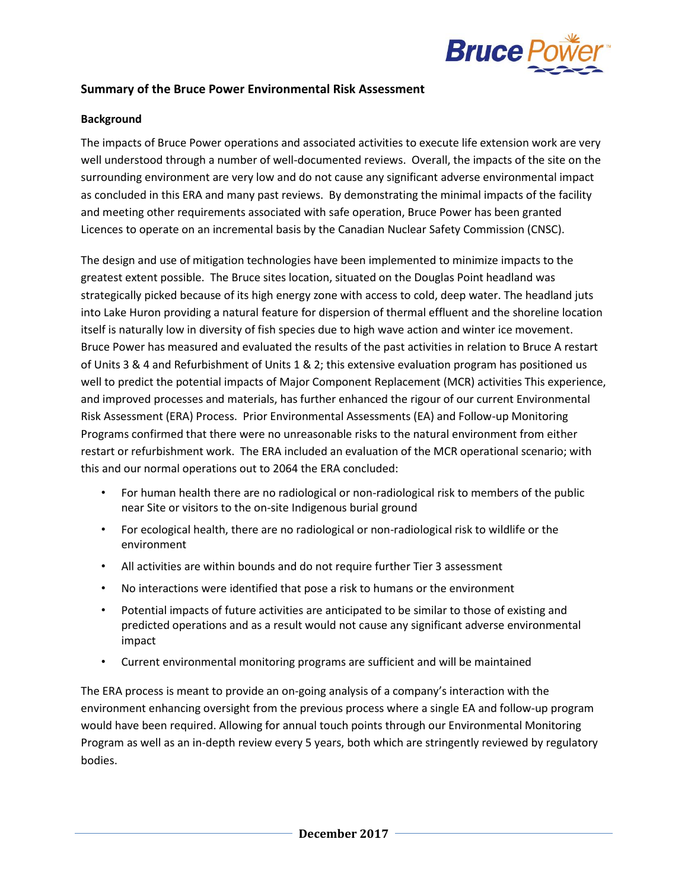## Summary of the Bruce Power Environmental Risk Assessment

### Background

The impacts of Bruce Power operations and associated activities to execute life extension work are very well understood through a number of well-documented reviews. Overall, the impacts of the site on the surrounding environment are very low and do not cause any significant adverse environmental impact as concluded in this ERA and many past reviews. By demonstrating the minimal impacts of the facility and meeting other requirements associated with safe operation, Bruce Power has been granted Licences to operate on an incremental basis by the Canadian Nuclear Safety Commission (CNSC).

The design and use of mitigation technologies have been implemented to minimize impacts to the greatest extent possible. The Bruce sites location, situated on the Douglas Point headland was strategically picked because of its high energy zone with access to cold, deep water. The headland juts into Lake Huron providing a natural feature for dispersion of thermal effluent and the shoreline location itself is naturally low in diversity of fish species due to high wave action and winter ice movement. Bruce Power has measured and evaluated the results of the past activities in relation to Bruce A restart of Units 3 & 4 and Refurbishment of Units 1 & 2; this extensive evaluation program has positioned us well to predict the potential impacts of Major Component Replacement (MCR) activities This experience, and improved processes and materials, has further enhanced the rigour of our current Environmental Risk Assessment (ERA) Process. Prior Environmental Assessments (EA) and Follow-up Monitoring Programs confirmed that there were no unreasonable risks to the natural environment from either restart or refurbishment work. The ERA included an evaluation of the MCR operational scenario; with this and our normal operations out to 2064 the ERA concluded:

- For human health there are no radiological or non-radiological risk to members of the public near Site or visitors to the on-site Indigenous burial ground
- For ecological health, there are no radiological or non-radiological risk to wildlife or the environment
- All activities are within bounds and do not require further Tier 3 assessment
- No interactions were identified that pose a risk to humans or the environment
- Potential impacts of future activities are anticipated to be similar to those of existing and predicted operations and as a result would not cause any significant adverse environmental impact
- Current environmental monitoring programs are sufficient and will be maintained

The ERA process is meant to provide an on-going analysis of a company's interaction with the environment enhancing oversight from the previous process where a single EA and follow-up program would have been required. Allowing for annual touch points through our Environmental Monitoring Program as well as an in-depth review every 5 years, both which are stringently reviewed by regulatory bodies.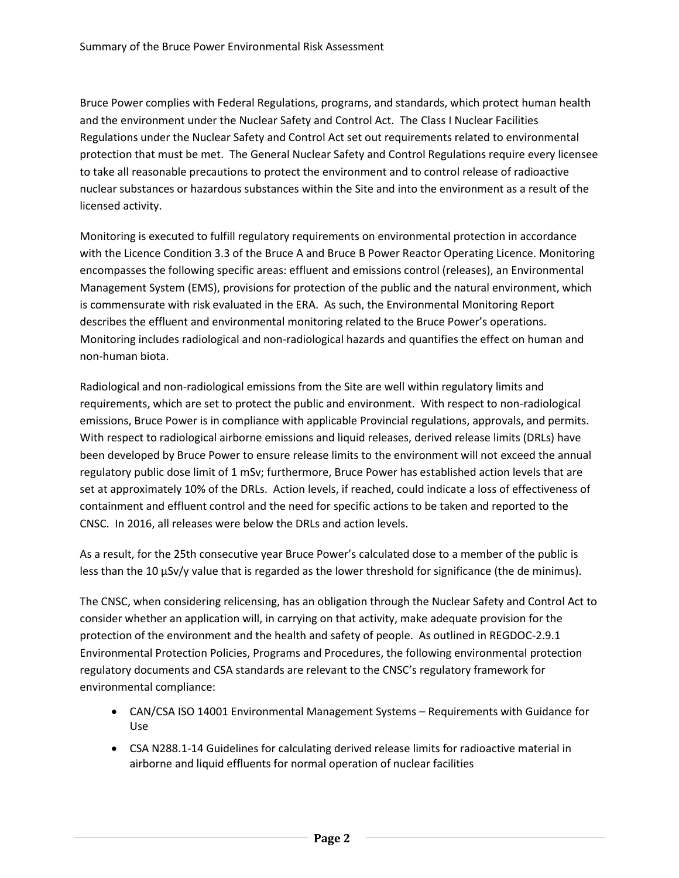Bruce Power complies with Federal Regulations, programs, and standards, which protect human health and the environment under the Nuclear Safety and Control Act. The Class I Nuclear Facilities Regulations under the Nuclear Safety and Control Act set out requirements related to environmental protection that must be met. The General Nuclear Safety and Control Regulations require every licensee to take all reasonable precautions to protect the environment and to control release of radioactive nuclear substances or hazardous substances within the Site and into the environment as a result of the licensed activity.

Monitoring is executed to fulfill regulatory requirements on environmental protection in accordance with the Licence Condition 3.3 of the Bruce A and Bruce B Power Reactor Operating Licence. Monitoring encompasses the following specific areas: effluent and emissions control (releases), an Environmental Management System (EMS), provisions for protection of the public and the natural environment, which is commensurate with risk evaluated in the ERA. As such, the Environmental Monitoring Report describes the effluent and environmental monitoring related to the Bruce Power's operations. Monitoring includes radiological and non-radiological hazards and quantifies the effect on human and non-human biota.

Radiological and non-radiological emissions from the Site are well within regulatory limits and requirements, which are set to protect the public and environment. With respect to non-radiological emissions, Bruce Power is in compliance with applicable Provincial regulations, approvals, and permits. With respect to radiological airborne emissions and liquid releases, derived release limits (DRLs) have been developed by Bruce Power to ensure release limits to the environment will not exceed the annual regulatory public dose limit of 1 mSv; furthermore, Bruce Power has established action levels that are set at approximately 10% of the DRLs. Action levels, if reached, could indicate a loss of effectiveness of containment and effluent control and the need for specific actions to be taken and reported to the CNSC. In 2016, all releases were below the DRLs and action levels.

As a result, for the 25th consecutive year Bruce Power's calculated dose to a member of the public is less than the 10 µSv/y value that is regarded as the lower threshold for significance (the de minimus).

The CNSC, when considering relicensing, has an obligation through the Nuclear Safety and Control Act to consider whether an application will, in carrying on that activity, make adequate provision for the protection of the environment and the health and safety of people. As outlined in REGDOC-2.9.1 Environmental Protection Policies, Programs and Procedures, the following environmental protection regulatory documents and CSA standards are relevant to the CNSC's regulatory framework for environmental compliance:

- CAN/CSA ISO 14001 Environmental Management Systems – Requirements with Guidance for Use
- CSA N288.1-14 Guidelines for calculating derived release limits for radioactive material in airborne and liquid effluents for normal operation of nuclear facilities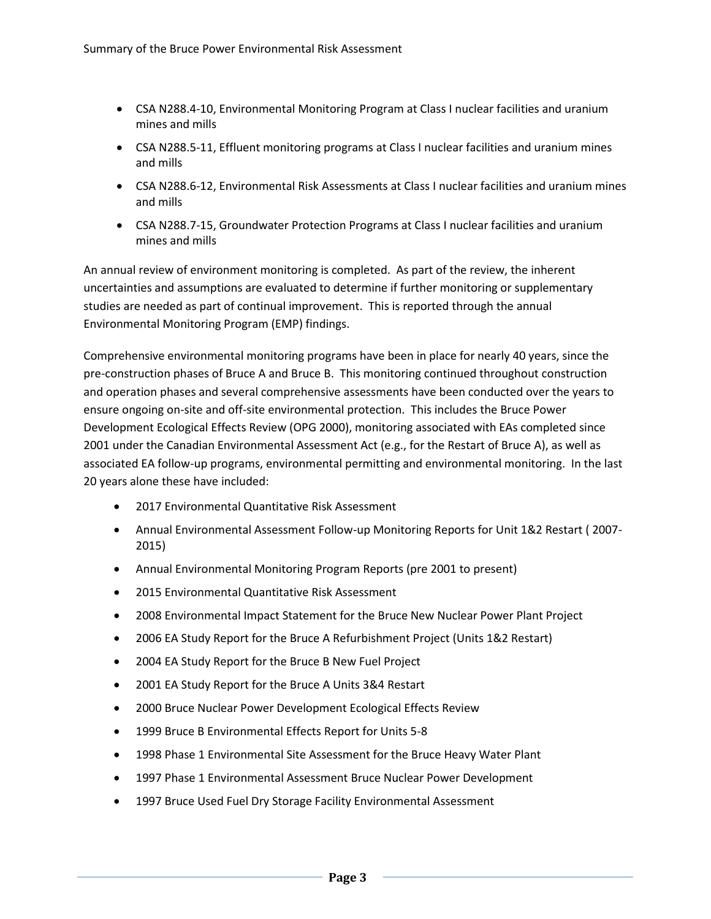- CSA N288.4-10, Environmental Monitoring Program at Class I nuclear facilities and uranium mines and mills
- CSA N288.5-11, Effluent monitoring programs at Class I nuclear facilities and uranium mines and mills
- CSA N288.6-12, Environmental Risk Assessments at Class I nuclear facilities and uranium mines and mills
- CSA N288.7-15, Groundwater Protection Programs at Class I nuclear facilities and uranium mines and mills

An annual review of environment monitoring is completed. As part of the review, the inherent uncertainties and assumptions are evaluated to determine if further monitoring or supplementary studies are needed as part of continual improvement. This is reported through the annual Environmental Monitoring Program (EMP) findings.

Comprehensive environmental monitoring programs have been in place for nearly 40 years, since the pre-construction phases of Bruce A and Bruce B. This monitoring continued throughout construction and operation phases and several comprehensive assessments have been conducted over the years to ensure ongoing on-site and off-site environmental protection. This includes the Bruce Power Development Ecological Effects Review (OPG 2000), monitoring associated with EAs completed since 2001 under the Canadian Environmental Assessment Act (e.g., for the Restart of Bruce A), as well as associated EA follow-up programs, environmental permitting and environmental monitoring. In the last 20 years alone these have included:

- 2017 Environmental Quantitative Risk Assessment
- Annual Environmental Assessment Follow-up Monitoring Reports for Unit 1&2 Restart ( 2007-2015)
- Annual Environmental Monitoring Program Reports (pre 2001 to present)
- 2015 Environmental Quantitative Risk Assessment
- 2008 Environmental Impact Statement for the Bruce New Nuclear Power Plant Project
- 2006 EA Study Report for the Bruce A Refurbishment Project (Units 1&2 Restart)
- 2004 EA Study Report for the Bruce B New Fuel Project
- 2001 EA Study Report for the Bruce A Units 3&4 Restart
- 2000 Bruce Nuclear Power Development Ecological Effects Review
- 1999 Bruce B Environmental Effects Report for Units 5-8
- 1998 Phase 1 Environmental Site Assessment for the Bruce Heavy Water Plant
- 1997 Phase 1 Environmental Assessment Bruce Nuclear Power Development
- 1997 Bruce Used Fuel Dry Storage Facility Environmental Assessment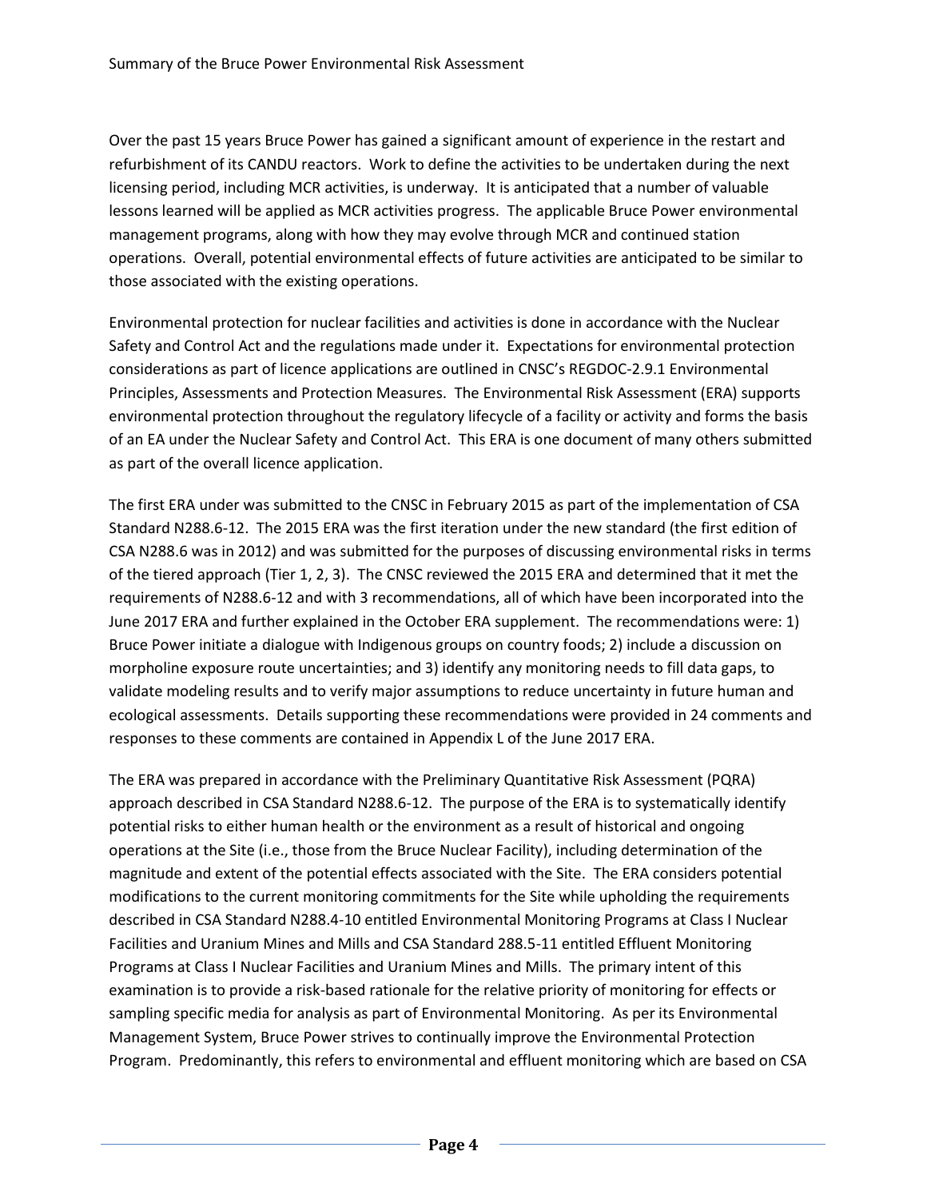Over the past 15 years Bruce Power has gained a significant amount of experience in the restart and refurbishment of its CANDU reactors. Work to define the activities to be undertaken during the next licensing period, including MCR activities, is underway. It is anticipated that a number of valuable lessons learned will be applied as MCR activities progress. The applicable Bruce Power environmental management programs, along with how they may evolve through MCR and continued station operations. Overall, potential environmental effects of future activities are anticipated to be similar to those associated with the existing operations.

Environmental protection for nuclear facilities and activities is done in accordance with the Nuclear Safety and Control Act and the regulations made under it. Expectations for environmental protection considerations as part of licence applications are outlined in CNSC's REGDOC-2.9.1 Environmental Principles, Assessments and Protection Measures. The Environmental Risk Assessment (ERA) supports environmental protection throughout the regulatory lifecycle of a facility or activity and forms the basis of an EA under the Nuclear Safety and Control Act. This ERA is one document of many others submitted as part of the overall licence application.

The first ERA under was submitted to the CNSC in February 2015 as part of the implementation of CSA Standard N288.6-12. The 2015 ERA was the first iteration under the new standard (the first edition of CSA N288.6 was in 2012) and was submitted for the purposes of discussing environmental risks in terms of the tiered approach (Tier 1, 2, 3). The CNSC reviewed the 2015 ERA and determined that it met the requirements of N288.6-12 and with 3 recommendations, all of which have been incorporated into the June 2017 ERA and further explained in the October ERA supplement. The recommendations were: 1) Bruce Power initiate a dialogue with Indigenous groups on country foods; 2) include a discussion on morpholine exposure route uncertainties; and 3) identify any monitoring needs to fill data gaps, to validate modeling results and to verify major assumptions to reduce uncertainty in future human and ecological assessments. Details supporting these recommendations were provided in 24 comments and responses to these comments are contained in Appendix L of the June 2017 ERA.

The ERA was prepared in accordance with the Preliminary Quantitative Risk Assessment (PQRA) approach described in CSA Standard N288.6-12. The purpose of the ERA is to systematically identify potential risks to either human health or the environment as a result of historical and ongoing operations at the Site (i.e., those from the Bruce Nuclear Facility), including determination of the magnitude and extent of the potential effects associated with the Site. The ERA considers potential modifications to the current monitoring commitments for the Site while upholding the requirements described in CSA Standard N288.4-10 entitled Environmental Monitoring Programs at Class I Nuclear Facilities and Uranium Mines and Mills and CSA Standard 288.5-11 entitled Effluent Monitoring Programs at Class I Nuclear Facilities and Uranium Mines and Mills. The primary intent of this examination is to provide a risk-based rationale for the relative priority of monitoring for effects or sampling specific media for analysis as part of Environmental Monitoring. As per its Environmental Management System, Bruce Power strives to continually improve the Environmental Protection Program. Predominantly, this refers to environmental and effluent monitoring which are based on CSA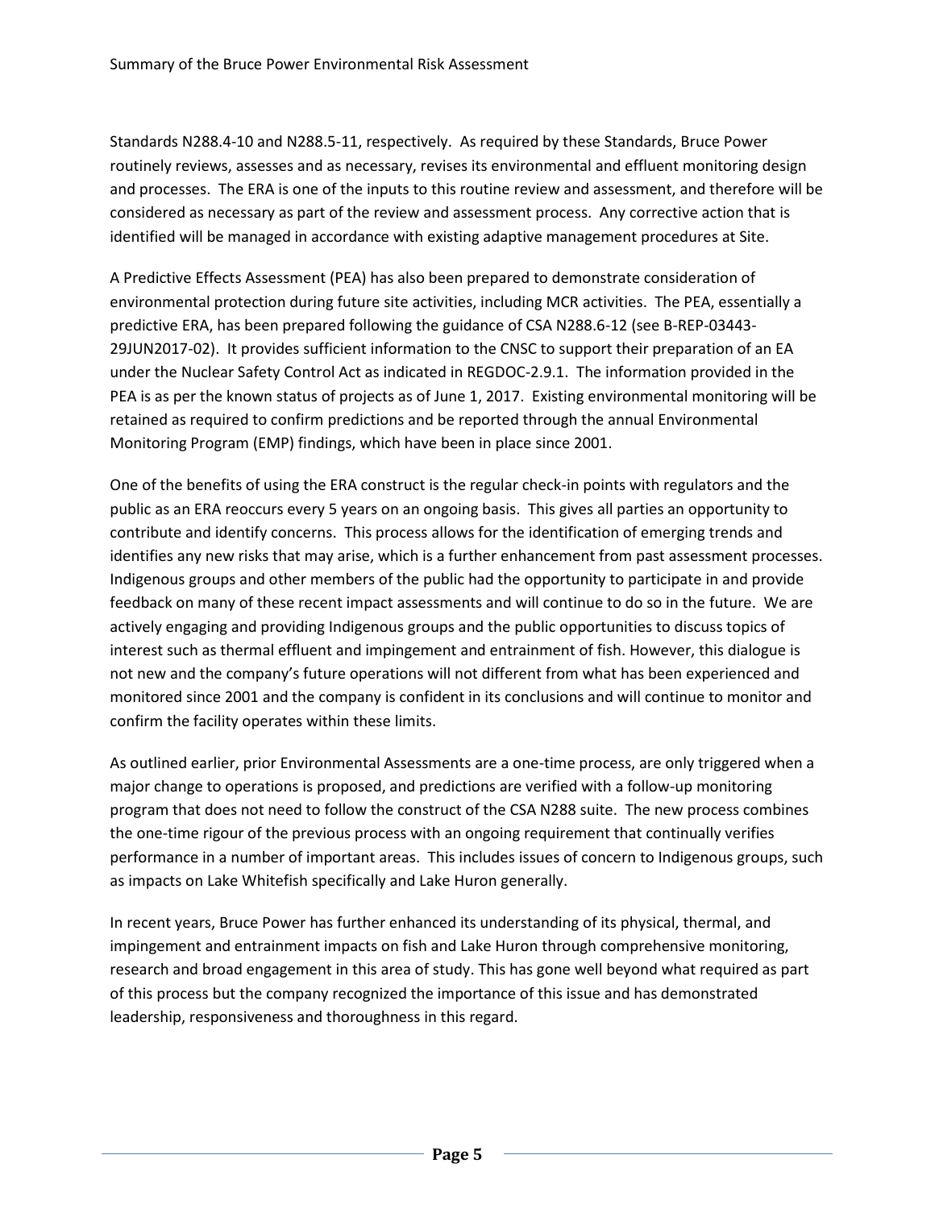Standards N288.4-10 and N288.5-11, respectively. As required by these Standards, Bruce Power routinely reviews, assesses and as necessary, revises its environmental and effluent monitoring design and processes. The ERA is one of the inputs to this routine review and assessment, and therefore will be considered as necessary as part of the review and assessment process. Any corrective action that is identified will be managed in accordance with existing adaptive management procedures at Site.

A Predictive Effects Assessment (PEA) has also been prepared to demonstrate consideration of environmental protection during future site activities, including MCR activities. The PEA, essentially a predictive ERA, has been prepared following the guidance of CSA N288.6-12 (see B-REP-03443-29JUN2017-02). It provides sufficient information to the CNSC to support their preparation of an EA under the Nuclear Safety Control Act as indicated in REGDOC-2.9.1. The information provided in the PEA is as per the known status of projects as of June 1, 2017. Existing environmental monitoring will be retained as required to confirm predictions and be reported through the annual Environmental Monitoring Program (EMP) findings, which have been in place since 2001.

One of the benefits of using the ERA construct is the regular check-in points with regulators and the public as an ERA reoccurs every 5 years on an ongoing basis. This gives all parties an opportunity to contribute and identify concerns. This process allows for the identification of emerging trends and identifies any new risks that may arise, which is a further enhancement from past assessment processes. Indigenous groups and other members of the public had the opportunity to participate in and provide feedback on many of these recent impact assessments and will continue to do so in the future. We are actively engaging and providing Indigenous groups and the public opportunities to discuss topics of interest such as thermal effluent and impingement and entrainment of fish. However, this dialogue is not new and the company's future operations will not different from what has been experienced and monitored since 2001 and the company is confident in its conclusions and will continue to monitor and confirm the facility operates within these limits.

As outlined earlier, prior Environmental Assessments are a one-time process, are only triggered when a major change to operations is proposed, and predictions are verified with a follow-up monitoring program that does not need to follow the construct of the CSA N288 suite. The new process combines the one-time rigour of the previous process with an ongoing requirement that continually verifies performance in a number of important areas. This includes issues of concern to Indigenous groups, such as impacts on Lake Whitefish specifically and Lake Huron generally.

In recent years, Bruce Power has further enhanced its understanding of its physical, thermal, and impingement and entrainment impacts on fish and Lake Huron through comprehensive monitoring, research and broad engagement in this area of study. This has gone well beyond what required as part of this process but the company recognized the importance of this issue and has demonstrated leadership, responsiveness and thoroughness in this regard.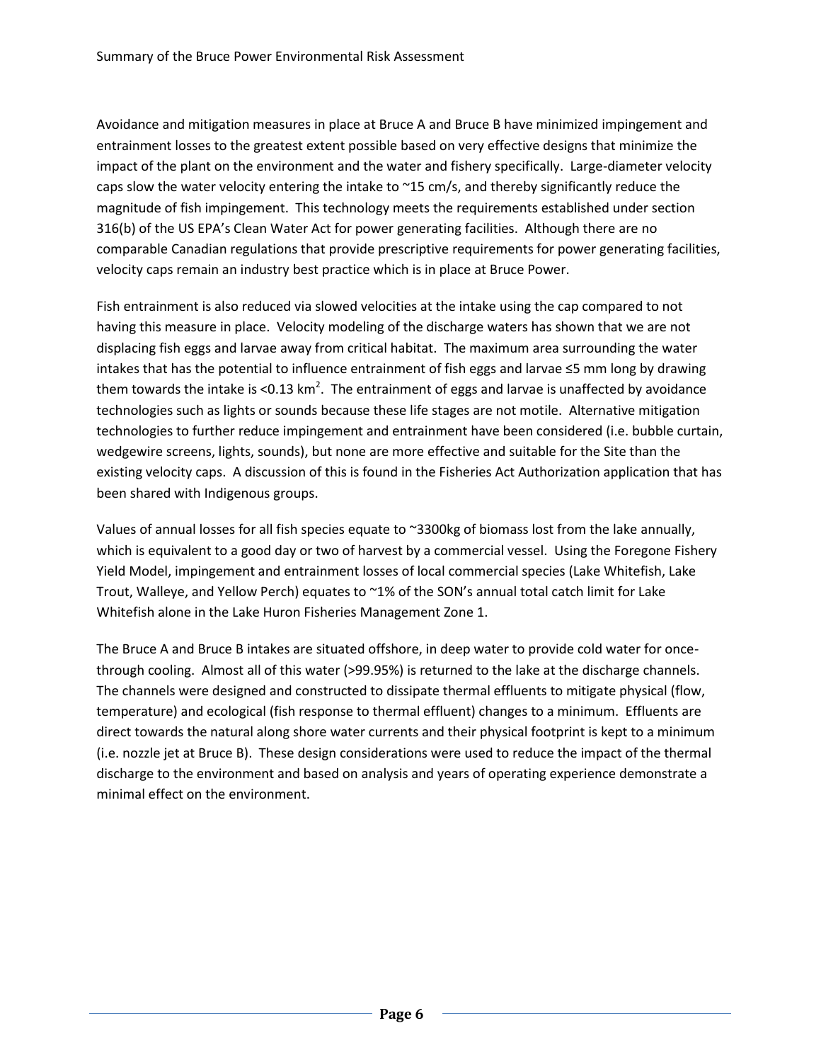Avoidance and mitigation measures in place at Bruce A and Bruce B have minimized impingement and entrainment losses to the greatest extent possible based on very effective designs that minimize the impact of the plant on the environment and the water and fishery specifically. Large-diameter velocity caps slow the water velocity entering the intake to ~15 cm/s, and thereby significantly reduce the magnitude of fish impingement. This technology meets the requirements established under section 316(b) of the US EPA's Clean Water Act for power generating facilities. Although there are no comparable Canadian regulations that provide prescriptive requirements for power generating facilities, velocity caps remain an industry best practice which is in place at Bruce Power.

Fish entrainment is also reduced via slowed velocities at the intake using the cap compared to not having this measure in place. Velocity modeling of the discharge waters has shown that we are not displacing fish eggs and larvae away from critical habitat. The maximum area surrounding the water intakes that has the potential to influence entrainment of fish eggs and larvae ≤5 mm long by drawing them towards the intake is <0.13 km$^2$. The entrainment of eggs and larvae is unaffected by avoidance technologies such as lights or sounds because these life stages are not motile. Alternative mitigation technologies to further reduce impingement and entrainment have been considered (i.e. bubble curtain, wedgewire screens, lights, sounds), but none are more effective and suitable for the Site than the existing velocity caps. A discussion of this is found in the Fisheries Act Authorization application that has been shared with Indigenous groups.

Values of annual losses for all fish species equate to ~3300kg of biomass lost from the lake annually, which is equivalent to a good day or two of harvest by a commercial vessel. Using the Foregone Fishery Yield Model, impingement and entrainment losses of local commercial species (Lake Whitefish, Lake Trout, Walleye, and Yellow Perch) equates to ~1% of the SON's annual total catch limit for Lake Whitefish alone in the Lake Huron Fisheries Management Zone 1.

The Bruce A and Bruce B intakes are situated offshore, in deep water to provide cold water for once-through cooling. Almost all of this water (>99.95%) is returned to the lake at the discharge channels. The channels were designed and constructed to dissipate thermal effluents to mitigate physical (flow, temperature) and ecological (fish response to thermal effluent) changes to a minimum. Effluents are direct towards the natural along shore water currents and their physical footprint is kept to a minimum (i.e. nozzle jet at Bruce B). These design considerations were used to reduce the impact of the thermal discharge to the environment and based on analysis and years of operating experience demonstrate a minimal effect on the environment.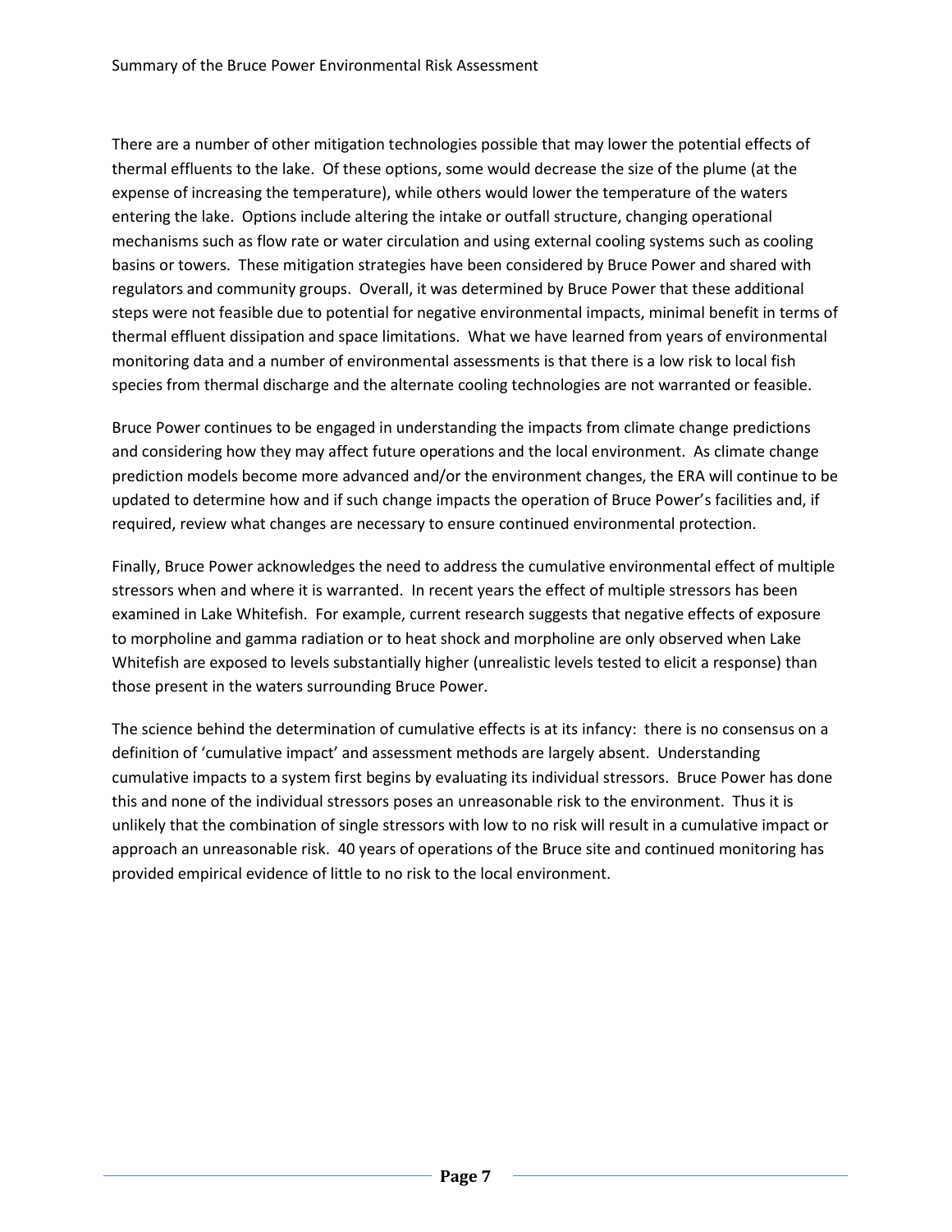There are a number of other mitigation technologies possible that may lower the potential effects of thermal effluents to the lake. Of these options, some would decrease the size of the plume (at the expense of increasing the temperature), while others would lower the temperature of the waters entering the lake. Options include altering the intake or outfall structure, changing operational mechanisms such as flow rate or water circulation and using external cooling systems such as cooling basins or towers. These mitigation strategies have been considered by Bruce Power and shared with regulators and community groups. Overall, it was determined by Bruce Power that these additional steps were not feasible due to potential for negative environmental impacts, minimal benefit in terms of thermal effluent dissipation and space limitations. What we have learned from years of environmental monitoring data and a number of environmental assessments is that there is a low risk to local fish species from thermal discharge and the alternate cooling technologies are not warranted or feasible.

Bruce Power continues to be engaged in understanding the impacts from climate change predictions and considering how they may affect future operations and the local environment. As climate change prediction models become more advanced and/or the environment changes, the ERA will continue to be updated to determine how and if such change impacts the operation of Bruce Power's facilities and, if required, review what changes are necessary to ensure continued environmental protection.

Finally, Bruce Power acknowledges the need to address the cumulative environmental effect of multiple stressors when and where it is warranted. In recent years the effect of multiple stressors has been examined in Lake Whitefish. For example, current research suggests that negative effects of exposure to morpholine and gamma radiation or to heat shock and morpholine are only observed when Lake Whitefish are exposed to levels substantially higher (unrealistic levels tested to elicit a response) than those present in the waters surrounding Bruce Power.

The science behind the determination of cumulative effects is at its infancy: there is no consensus on a definition of 'cumulative impact' and assessment methods are largely absent. Understanding cumulative impacts to a system first begins by evaluating its individual stressors. Bruce Power has done this and none of the individual stressors poses an unreasonable risk to the environment. Thus it is unlikely that the combination of single stressors with low to no risk will result in a cumulative impact or approach an unreasonable risk. 40 years of operations of the Bruce site and continued monitoring has provided empirical evidence of little to no risk to the local environment.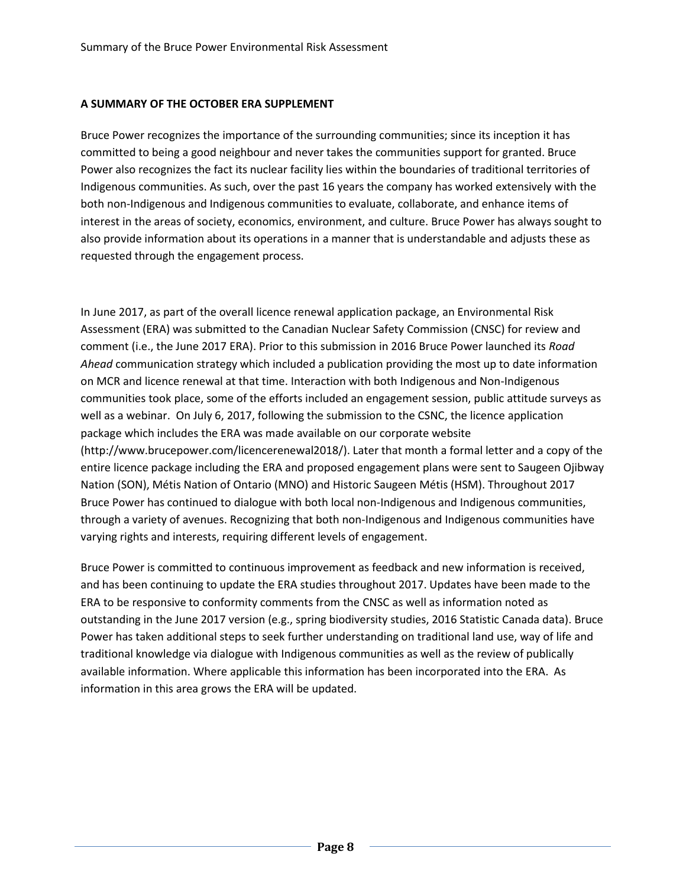**A SUMMARY OF THE OCTOBER ERA SUPPLEMENT**

Bruce Power recognizes the importance of the surrounding communities; since its inception it has committed to being a good neighbour and never takes the communities support for granted. Bruce Power also recognizes the fact its nuclear facility lies within the boundaries of traditional territories of Indigenous communities. As such, over the past 16 years the company has worked extensively with the both non-Indigenous and Indigenous communities to evaluate, collaborate, and enhance items of interest in the areas of society, economics, environment, and culture. Bruce Power has always sought to also provide information about its operations in a manner that is understandable and adjusts these as requested through the engagement process.

In June 2017, as part of the overall licence renewal application package, an Environmental Risk Assessment (ERA) was submitted to the Canadian Nuclear Safety Commission (CNSC) for review and comment (i.e., the June 2017 ERA). Prior to this submission in 2016 Bruce Power launched its *Road Ahead* communication strategy which included a publication providing the most up to date information on MCR and licence renewal at that time. Interaction with both Indigenous and Non-Indigenous communities took place, some of the efforts included an engagement session, public attitude surveys as well as a webinar. On July 6, 2017, following the submission to the CSNC, the licence application package which includes the ERA was made available on our corporate website (http://www.brucepower.com/licencerenewal2018/). Later that month a formal letter and a copy of the entire licence package including the ERA and proposed engagement plans were sent to Saugeen Ojibway Nation (SON), Métis Nation of Ontario (MNO) and Historic Saugeen Métis (HSM). Throughout 2017 Bruce Power has continued to dialogue with both local non-Indigenous and Indigenous communities, through a variety of avenues. Recognizing that both non-Indigenous and Indigenous communities have varying rights and interests, requiring different levels of engagement.

Bruce Power is committed to continuous improvement as feedback and new information is received, and has been continuing to update the ERA studies throughout 2017. Updates have been made to the ERA to be responsive to conformity comments from the CNSC as well as information noted as outstanding in the June 2017 version (e.g., spring biodiversity studies, 2016 Statistic Canada data). Bruce Power has taken additional steps to seek further understanding on traditional land use, way of life and traditional knowledge via dialogue with Indigenous communities as well as the review of publically available information. Where applicable this information has been incorporated into the ERA. As information in this area grows the ERA will be updated.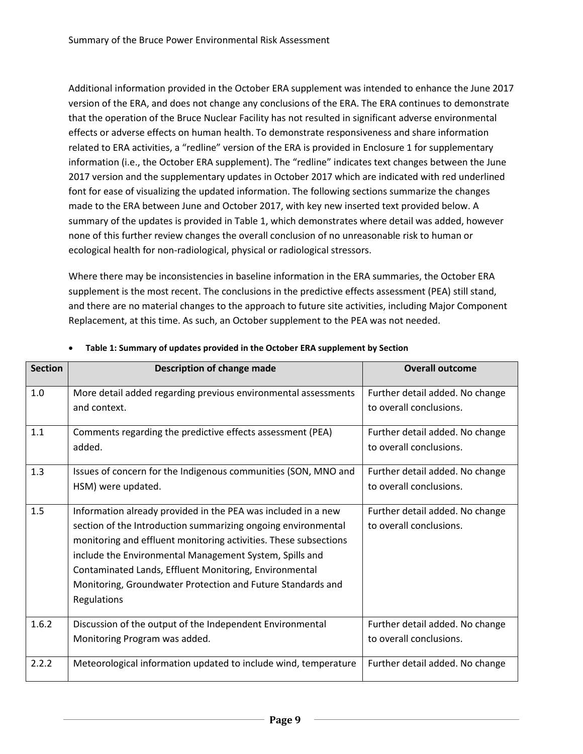Additional information provided in the October ERA supplement was intended to enhance the June 2017 version of the ERA, and does not change any conclusions of the ERA. The ERA continues to demonstrate that the operation of the Bruce Nuclear Facility has not resulted in significant adverse environmental effects or adverse effects on human health. To demonstrate responsiveness and share information related to ERA activities, a "redline" version of the ERA is provided in Enclosure 1 for supplementary information (i.e., the October ERA supplement). The "redline" indicates text changes between the June 2017 version and the supplementary updates in October 2017 which are indicated with red underlined font for ease of visualizing the updated information. The following sections summarize the changes made to the ERA between June and October 2017, with key new inserted text provided below. A summary of the updates is provided in Table 1, which demonstrates where detail was added, however none of this further review changes the overall conclusion of no unreasonable risk to human or ecological health for non-radiological, physical or radiological stressors.

Where there may be inconsistencies in baseline information in the ERA summaries, the October ERA supplement is the most recent. The conclusions in the predictive effects assessment (PEA) still stand, and there are no material changes to the approach to future site activities, including Major Component Replacement, at this time. As such, an October supplement to the PEA was not needed.

- **Table 1: Summary of updates provided in the October ERA supplement by Section**

| Section | Description of change made | Overall outcome |
|---|---|---|
| 1.0 | More detail added regarding previous environmental assessments and context. | Further detail added. No change to overall conclusions. |
| 1.1 | Comments regarding the predictive effects assessment (PEA) added. | Further detail added. No change to overall conclusions. |
| 1.3 | Issues of concern for the Indigenous communities (SON, MNO and HSM) were updated. | Further detail added. No change to overall conclusions. |
| 1.5 | Information already provided in the PEA was included in a new section of the Introduction summarizing ongoing environmental monitoring and effluent monitoring activities. These subsections include the Environmental Management System, Spills and Contaminated Lands, Effluent Monitoring, Environmental Monitoring, Groundwater Protection and Future Standards and Regulations | Further detail added. No change to overall conclusions. |
| 1.6.2 | Discussion of the output of the Independent Environmental Monitoring Program was added. | Further detail added. No change to overall conclusions. |
| 2.2.2 | Meteorological information updated to include wind, temperature | Further detail added. No change |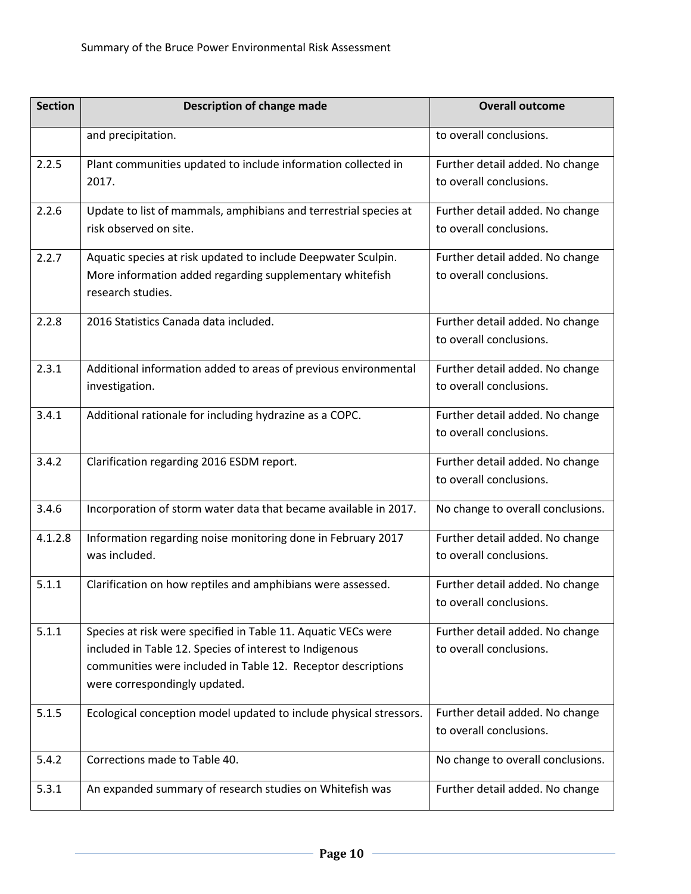| Section | Description of change made | Overall outcome |
|---|---|---|
| | and precipitation. | to overall conclusions. |
| 2.2.5 | Plant communities updated to include information collected in 2017. | Further detail added. No change to overall conclusions. |
| 2.2.6 | Update to list of mammals, amphibians and terrestrial species at risk observed on site. | Further detail added. No change to overall conclusions. |
| 2.2.7 | Aquatic species at risk updated to include Deepwater Sculpin. More information added regarding supplementary whitefish research studies. | Further detail added. No change to overall conclusions. |
| 2.2.8 | 2016 Statistics Canada data included. | Further detail added. No change to overall conclusions. |
| 2.3.1 | Additional information added to areas of previous environmental investigation. | Further detail added. No change to overall conclusions. |
| 3.4.1 | Additional rationale for including hydrazine as a COPC. | Further detail added. No change to overall conclusions. |
| 3.4.2 | Clarification regarding 2016 ESDM report. | Further detail added. No change to overall conclusions. |
| 3.4.6 | Incorporation of storm water data that became available in 2017. | No change to overall conclusions. |
| 4.1.2.8 | Information regarding noise monitoring done in February 2017 was included. | Further detail added. No change to overall conclusions. |
| 5.1.1 | Clarification on how reptiles and amphibians were assessed. | Further detail added. No change to overall conclusions. |
| 5.1.1 | Species at risk were specified in Table 11. Aquatic VECs were included in Table 12. Species of interest to Indigenous communities were included in Table 12. Receptor descriptions were correspondingly updated. | Further detail added. No change to overall conclusions. |
| 5.1.5 | Ecological conception model updated to include physical stressors. | Further detail added. No change to overall conclusions. |
| 5.4.2 | Corrections made to Table 40. | No change to overall conclusions. |
| 5.3.1 | An expanded summary of research studies on Whitefish was | Further detail added. No change |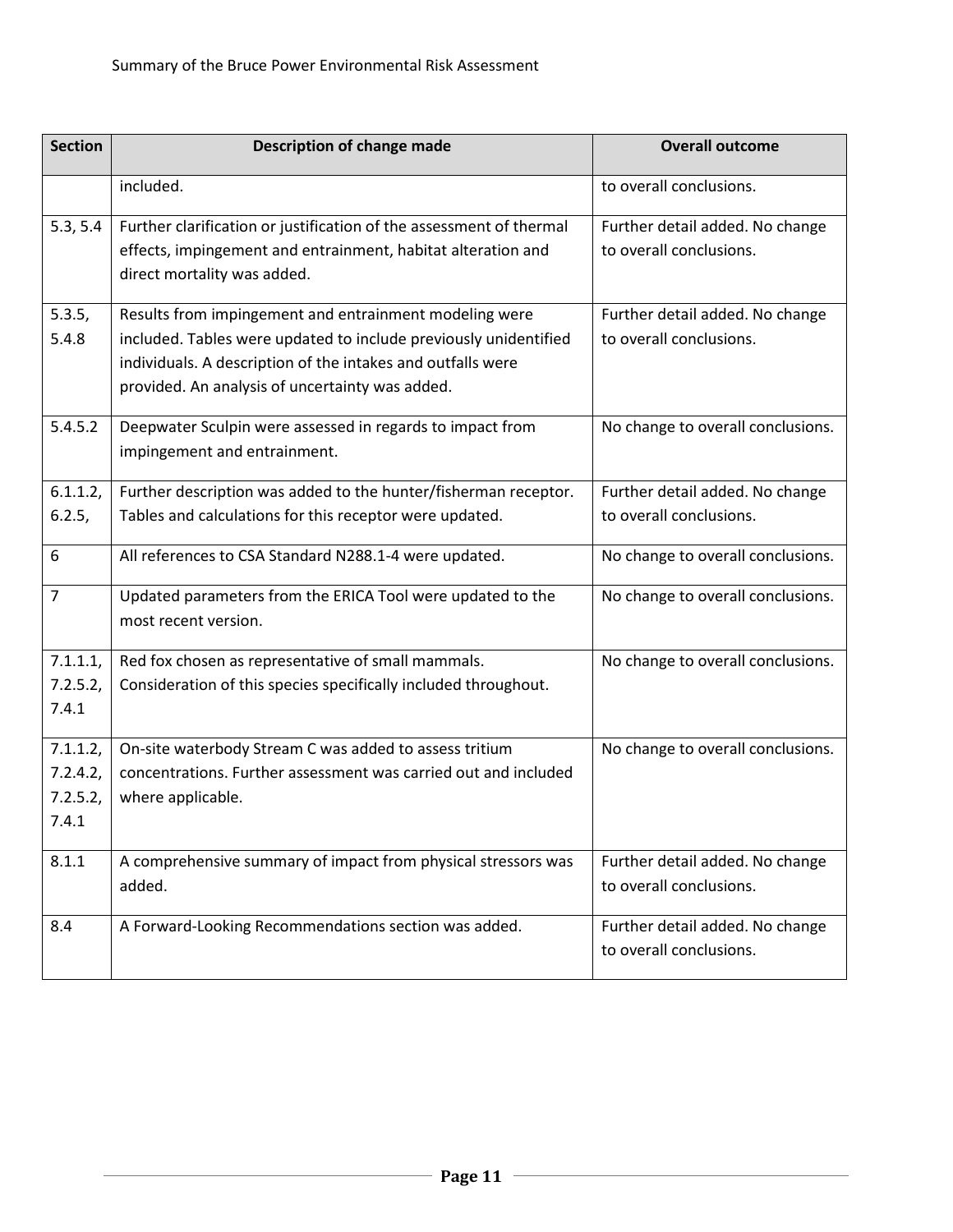| Section | Description of change made | Overall outcome |
| --- | --- | --- |
| | included. | to overall conclusions. |
| 5.3, 5.4 | Further clarification or justification of the assessment of thermal effects, impingement and entrainment, habitat alteration and direct mortality was added. | Further detail added. No change to overall conclusions. |
| 5.3.5, 5.4.8 | Results from impingement and entrainment modeling were included. Tables were updated to include previously unidentified individuals. A description of the intakes and outfalls were provided. An analysis of uncertainty was added. | Further detail added. No change to overall conclusions. |
| 5.4.5.2 | Deepwater Sculpin were assessed in regards to impact from impingement and entrainment. | No change to overall conclusions. |
| 6.1.1.2, 6.2.5, | Further description was added to the hunter/fisherman receptor. Tables and calculations for this receptor were updated. | Further detail added. No change to overall conclusions. |
| 6 | All references to CSA Standard N288.1-4 were updated. | No change to overall conclusions. |
| 7 | Updated parameters from the ERICA Tool were updated to the most recent version. | No change to overall conclusions. |
| 7.1.1.1, 7.2.5.2, 7.4.1 | Red fox chosen as representative of small mammals. Consideration of this species specifically included throughout. | No change to overall conclusions. |
| 7.1.1.2, 7.2.4.2, 7.2.5.2, 7.4.1 | On-site waterbody Stream C was added to assess tritium concentrations. Further assessment was carried out and included where applicable. | No change to overall conclusions. |
| 8.1.1 | A comprehensive summary of impact from physical stressors was added. | Further detail added. No change to overall conclusions. |
| 8.4 | A Forward-Looking Recommendations section was added. | Further detail added. No change to overall conclusions. |